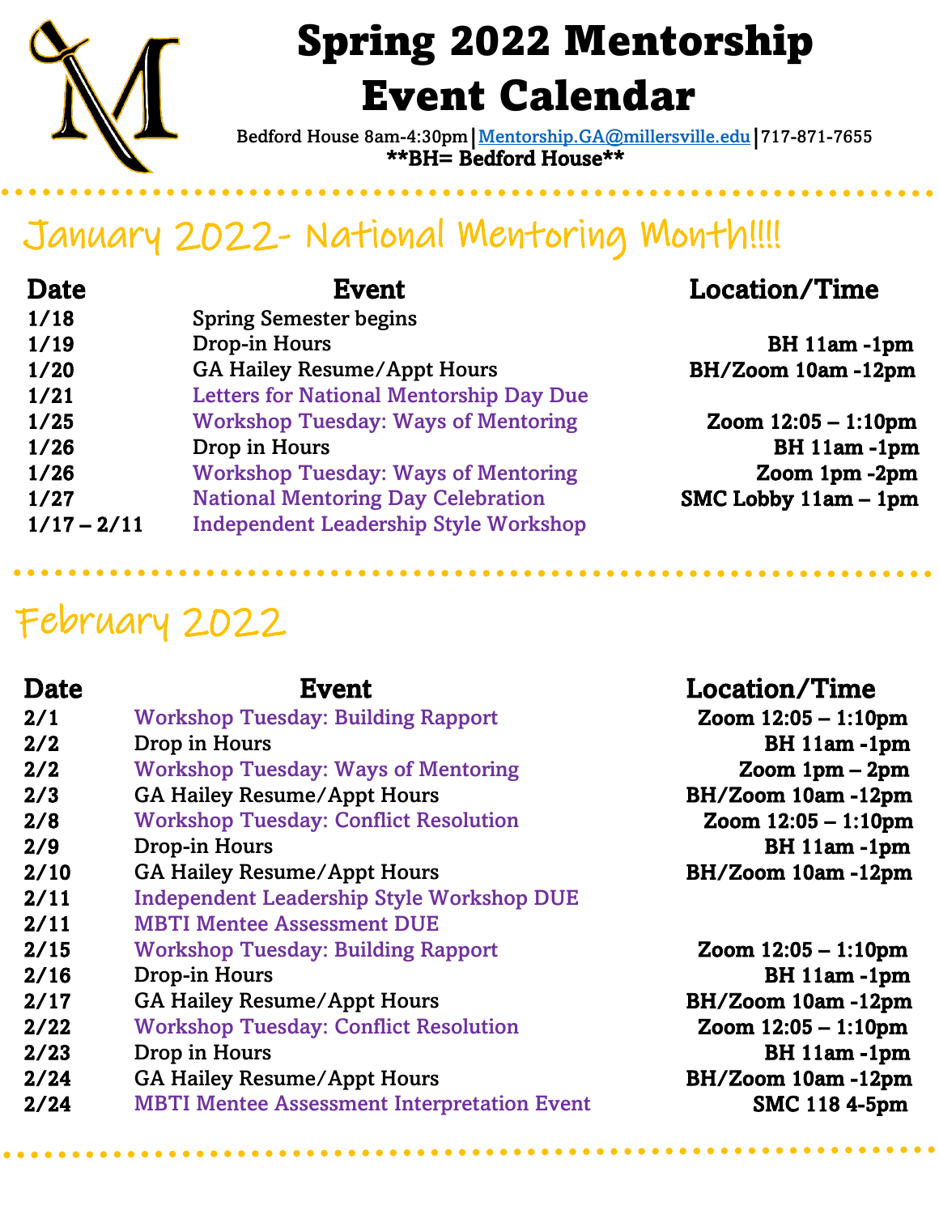# Spring 2022 Mentorship Event Calendar

Bedford House 8am-4:30pm | Mentorship.GA@millersville.edu | 717-871-7655

**\*\*BH= Bedford House\*\***

## January 2022- National Mentoring Month!!!!

| Date | Event | Location/Time |
|---|---|---|
| 1/18 | Spring Semester begins | |
| 1/19 | Drop-in Hours | BH 11am -1pm |
| 1/20 | GA Hailey Resume/Appt Hours | BH/Zoom 10am -12pm |
| 1/21 | Letters for National Mentorship Day Due | |
| 1/25 | Workshop Tuesday: Ways of Mentoring | Zoom 12:05 – 1:10pm |
| 1/26 | Drop in Hours | BH 11am -1pm |
| 1/26 | Workshop Tuesday: Ways of Mentoring | Zoom 1pm -2pm |
| 1/27 | National Mentoring Day Celebration | SMC Lobby 11am – 1pm |
| 1/17 – 2/11 | Independent Leadership Style Workshop | |

## February 2022

| Date | Event | Location/Time |
|---|---|---|
| 2/1 | Workshop Tuesday: Building Rapport | Zoom 12:05 – 1:10pm |
| 2/2 | Drop in Hours | BH 11am -1pm |
| 2/2 | Workshop Tuesday: Ways of Mentoring | Zoom 1pm – 2pm |
| 2/3 | GA Hailey Resume/Appt Hours | BH/Zoom 10am -12pm |
| 2/8 | Workshop Tuesday: Conflict Resolution | Zoom 12:05 – 1:10pm |
| 2/9 | Drop-in Hours | BH 11am -1pm |
| 2/10 | GA Hailey Resume/Appt Hours | BH/Zoom 10am -12pm |
| 2/11 | Independent Leadership Style Workshop DUE | |
| 2/11 | MBTI Mentee Assessment DUE | |
| 2/15 | Workshop Tuesday: Building Rapport | Zoom 12:05 – 1:10pm |
| 2/16 | Drop-in Hours | BH 11am -1pm |
| 2/17 | GA Hailey Resume/Appt Hours | BH/Zoom 10am -12pm |
| 2/22 | Workshop Tuesday: Conflict Resolution | Zoom 12:05 – 1:10pm |
| 2/23 | Drop in Hours | BH 11am -1pm |
| 2/24 | GA Hailey Resume/Appt Hours | BH/Zoom 10am -12pm |
| 2/24 | MBTI Mentee Assessment Interpretation Event | SMC 118 4-5pm |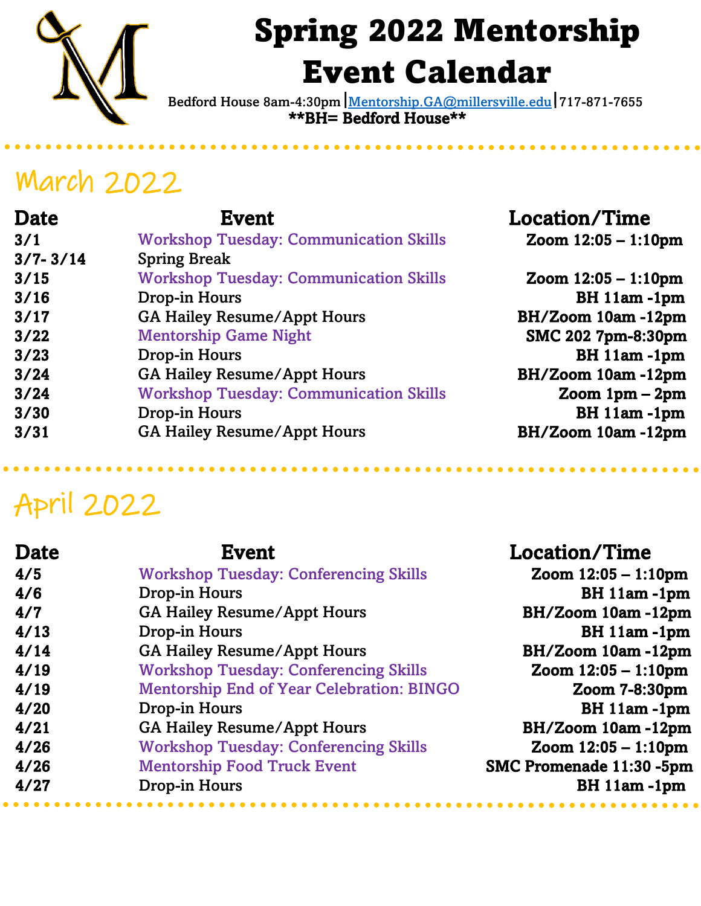# Spring 2022 Mentorship Event Calendar

Bedford House 8am-4:30pm | Mentorship.GA@millersville.edu | 717-871-7655

**\*\*BH= Bedford House\*\***

## March 2022

| Date | Event | Location/Time |
|---|---|---|
| 3/1 | Workshop Tuesday: Communication Skills | Zoom 12:05 – 1:10pm |
| 3/7- 3/14 | Spring Break | |
| 3/15 | Workshop Tuesday: Communication Skills | Zoom 12:05 – 1:10pm |
| 3/16 | Drop-in Hours | BH 11am -1pm |
| 3/17 | GA Hailey Resume/Appt Hours | BH/Zoom 10am -12pm |
| 3/22 | Mentorship Game Night | SMC 202 7pm-8:30pm |
| 3/23 | Drop-in Hours | BH 11am -1pm |
| 3/24 | GA Hailey Resume/Appt Hours | BH/Zoom 10am -12pm |
| 3/24 | Workshop Tuesday: Communication Skills | Zoom 1pm – 2pm |
| 3/30 | Drop-in Hours | BH 11am -1pm |
| 3/31 | GA Hailey Resume/Appt Hours | BH/Zoom 10am -12pm |

## April 2022

| Date | Event | Location/Time |
|---|---|---|
| 4/5 | Workshop Tuesday: Conferencing Skills | Zoom 12:05 – 1:10pm |
| 4/6 | Drop-in Hours | BH 11am -1pm |
| 4/7 | GA Hailey Resume/Appt Hours | BH/Zoom 10am -12pm |
| 4/13 | Drop-in Hours | BH 11am -1pm |
| 4/14 | GA Hailey Resume/Appt Hours | BH/Zoom 10am -12pm |
| 4/19 | Workshop Tuesday: Conferencing Skills | Zoom 12:05 – 1:10pm |
| 4/19 | Mentorship End of Year Celebration: BINGO | Zoom 7-8:30pm |
| 4/20 | Drop-in Hours | BH 11am -1pm |
| 4/21 | GA Hailey Resume/Appt Hours | BH/Zoom 10am -12pm |
| 4/26 | Workshop Tuesday: Conferencing Skills | Zoom 12:05 – 1:10pm |
| 4/26 | Mentorship Food Truck Event | SMC Promenade 11:30 -5pm |
| 4/27 | Drop-in Hours | BH 11am -1pm |